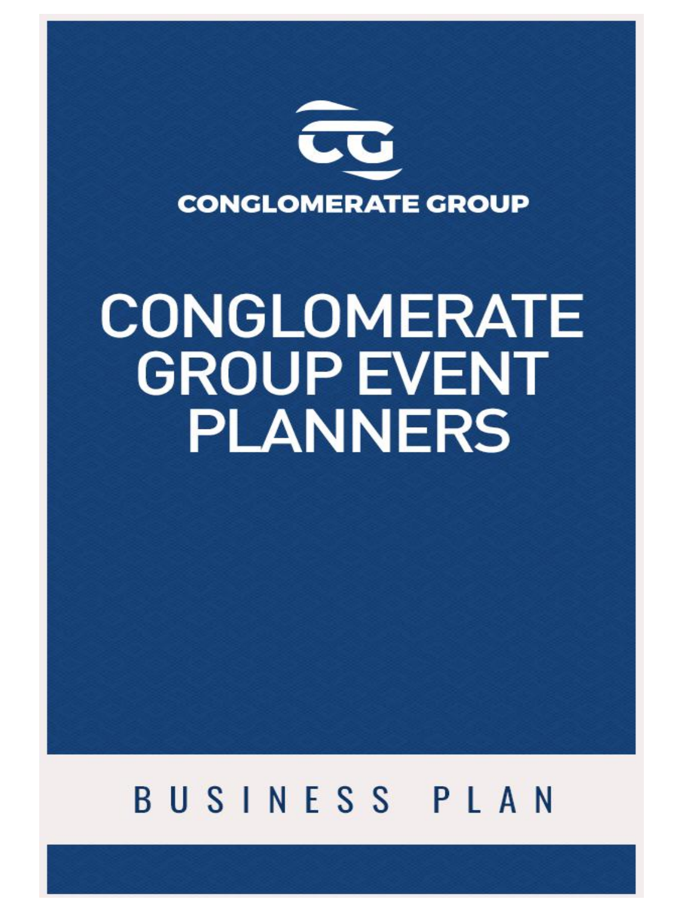CONGLOMERATE GROUP

# CONGLOMERATE GROUP EVENT PLANNERS

BUSINESS PLAN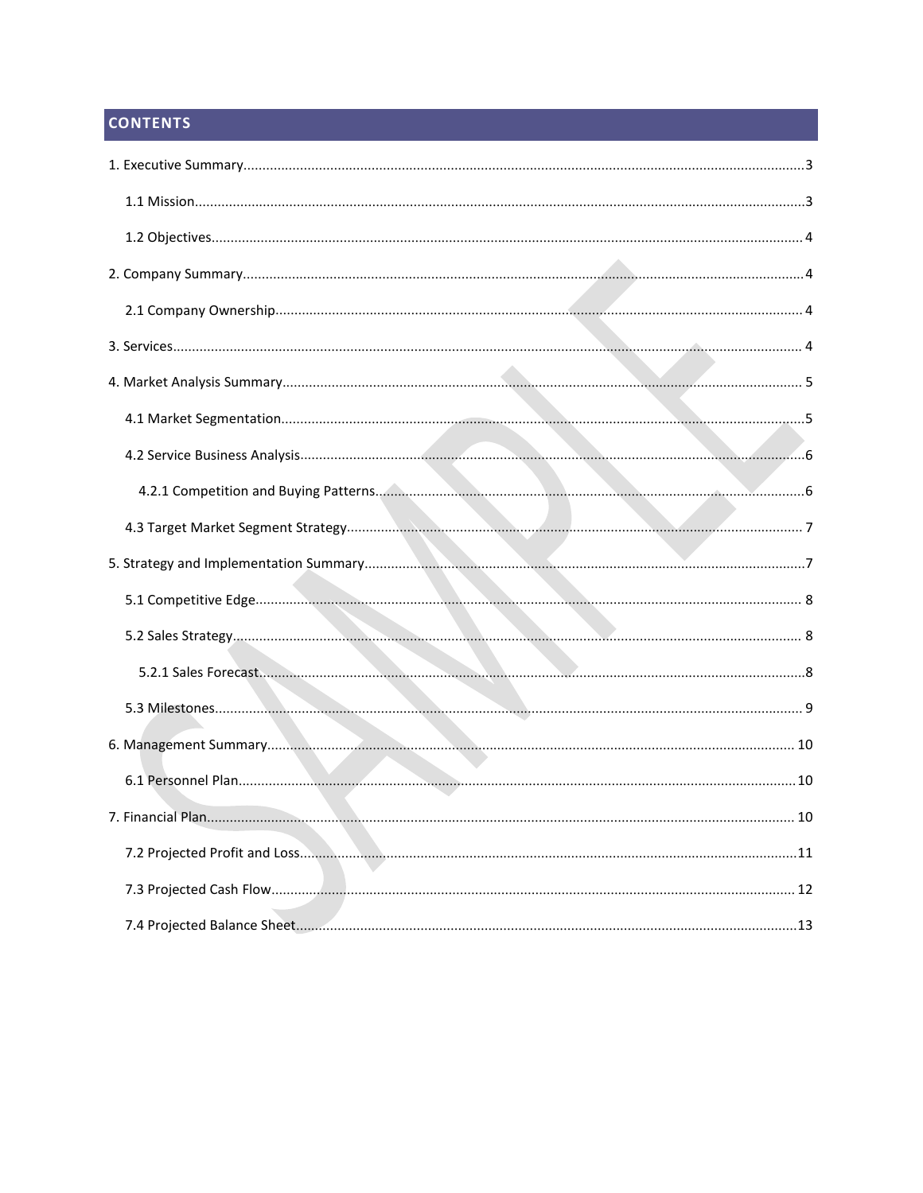# CONTENTS

1. Executive Summary....................................................................................................3
   - 1.1 Mission....................................................................................................3
   - 1.2 Objectives....................................................................................................4
2. Company Summary....................................................................................................4
   - 2.1 Company Ownership....................................................................................................4
3. Services....................................................................................................4
4. Market Analysis Summary....................................................................................................5
   - 4.1 Market Segmentation....................................................................................................5
   - 4.2 Service Business Analysis....................................................................................................6
     - 4.2.1 Competition and Buying Patterns....................................................................................................6
   - 4.3 Target Market Segment Strategy....................................................................................................7
5. Strategy and Implementation Summary....................................................................................................7
   - 5.1 Competitive Edge....................................................................................................8
   - 5.2 Sales Strategy....................................................................................................8
     - 5.2.1 Sales Forecast....................................................................................................8
   - 5.3 Milestones....................................................................................................9
6. Management Summary....................................................................................................10
   - 6.1 Personnel Plan....................................................................................................10
7. Financial Plan....................................................................................................10
   - 7.2 Projected Profit and Loss....................................................................................................11
   - 7.3 Projected Cash Flow....................................................................................................12
   - 7.4 Projected Balance Sheet....................................................................................................13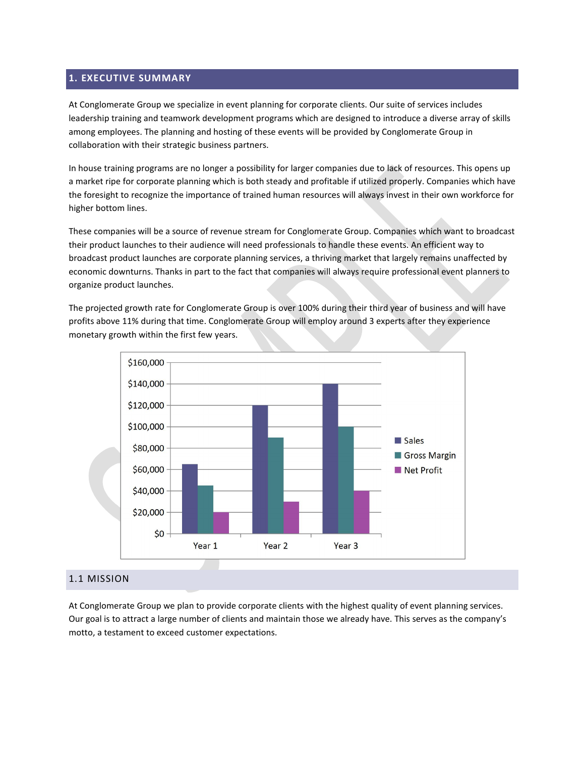## 1. EXECUTIVE SUMMARY

At Conglomerate Group we specialize in event planning for corporate clients. Our suite of services includes leadership training and teamwork development programs which are designed to introduce a diverse array of skills among employees. The planning and hosting of these events will be provided by Conglomerate Group in collaboration with their strategic business partners.

In house training programs are no longer a possibility for larger companies due to lack of resources. This opens up a market ripe for corporate planning which is both steady and profitable if utilized properly. Companies which have the foresight to recognize the importance of trained human resources will always invest in their own workforce for higher bottom lines.

These companies will be a source of revenue stream for Conglomerate Group. Companies which want to broadcast their product launches to their audience will need professionals to handle these events. An efficient way to broadcast product launches are corporate planning services, a thriving market that largely remains unaffected by economic downturns. Thanks in part to the fact that companies will always require professional event planners to organize product launches.

The projected growth rate for Conglomerate Group is over 100% during their third year of business and will have profits above 11% during that time. Conglomerate Group will employ around 3 experts after they experience monetary growth within the first few years.

### 1.1 MISSION

At Conglomerate Group we plan to provide corporate clients with the highest quality of event planning services. Our goal is to attract a large number of clients and maintain those we already have. This serves as the company's motto, a testament to exceed customer expectations.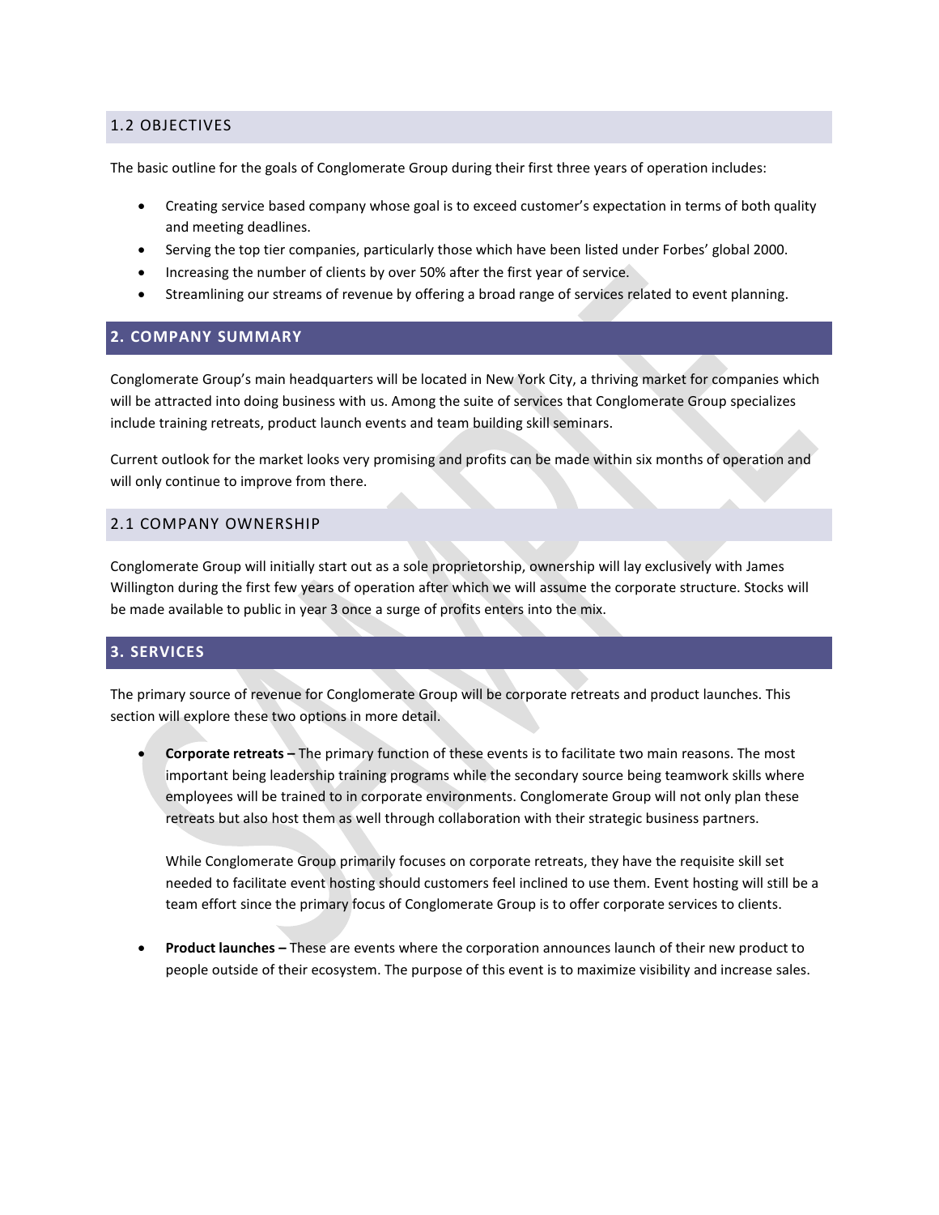## 1.2 OBJECTIVES

The basic outline for the goals of Conglomerate Group during their first three years of operation includes:

- Creating service based company whose goal is to exceed customer's expectation in terms of both quality and meeting deadlines.
- Serving the top tier companies, particularly those which have been listed under Forbes' global 2000.
- Increasing the number of clients by over 50% after the first year of service.
- Streamlining our streams of revenue by offering a broad range of services related to event planning.

# 2. COMPANY SUMMARY

Conglomerate Group's main headquarters will be located in New York City, a thriving market for companies which will be attracted into doing business with us. Among the suite of services that Conglomerate Group specializes include training retreats, product launch events and team building skill seminars.

Current outlook for the market looks very promising and profits can be made within six months of operation and will only continue to improve from there.

## 2.1 COMPANY OWNERSHIP

Conglomerate Group will initially start out as a sole proprietorship, ownership will lay exclusively with James Willington during the first few years of operation after which we will assume the corporate structure. Stocks will be made available to public in year 3 once a surge of profits enters into the mix.

# 3. SERVICES

The primary source of revenue for Conglomerate Group will be corporate retreats and product launches. This section will explore these two options in more detail.

- **Corporate retreats –** The primary function of these events is to facilitate two main reasons. The most important being leadership training programs while the secondary source being teamwork skills where employees will be trained to in corporate environments. Conglomerate Group will not only plan these retreats but also host them as well through collaboration with their strategic business partners.

  While Conglomerate Group primarily focuses on corporate retreats, they have the requisite skill set needed to facilitate event hosting should customers feel inclined to use them. Event hosting will still be a team effort since the primary focus of Conglomerate Group is to offer corporate services to clients.

- **Product launches –** These are events where the corporation announces launch of their new product to people outside of their ecosystem. The purpose of this event is to maximize visibility and increase sales.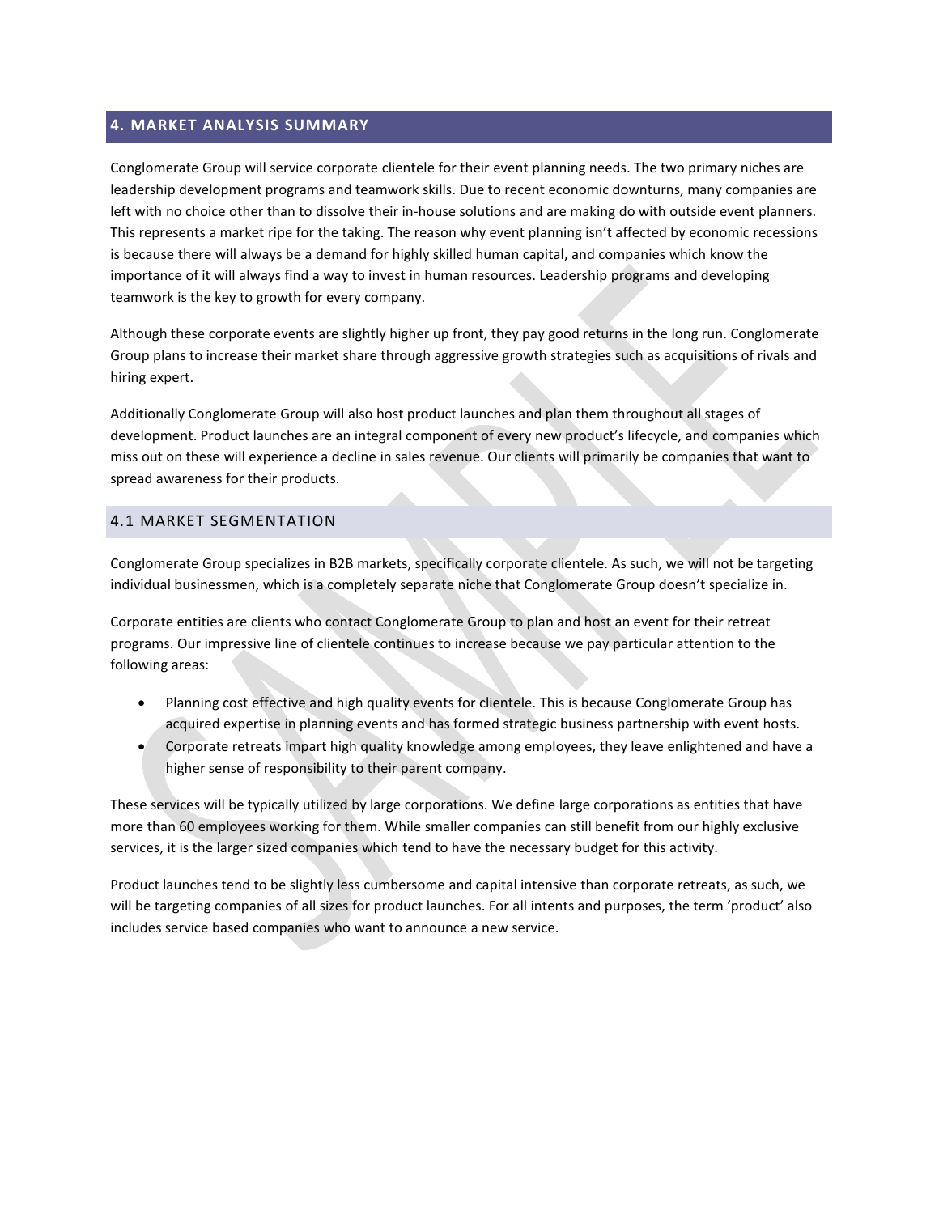## 4. MARKET ANALYSIS SUMMARY

Conglomerate Group will service corporate clientele for their event planning needs. The two primary niches are leadership development programs and teamwork skills. Due to recent economic downturns, many companies are left with no choice other than to dissolve their in-house solutions and are making do with outside event planners. This represents a market ripe for the taking. The reason why event planning isn't affected by economic recessions is because there will always be a demand for highly skilled human capital, and companies which know the importance of it will always find a way to invest in human resources. Leadership programs and developing teamwork is the key to growth for every company.

Although these corporate events are slightly higher up front, they pay good returns in the long run. Conglomerate Group plans to increase their market share through aggressive growth strategies such as acquisitions of rivals and hiring expert.

Additionally Conglomerate Group will also host product launches and plan them throughout all stages of development. Product launches are an integral component of every new product's lifecycle, and companies which miss out on these will experience a decline in sales revenue. Our clients will primarily be companies that want to spread awareness for their products.

### 4.1 MARKET SEGMENTATION

Conglomerate Group specializes in B2B markets, specifically corporate clientele. As such, we will not be targeting individual businessmen, which is a completely separate niche that Conglomerate Group doesn't specialize in.

Corporate entities are clients who contact Conglomerate Group to plan and host an event for their retreat programs. Our impressive line of clientele continues to increase because we pay particular attention to the following areas:

- Planning cost effective and high quality events for clientele. This is because Conglomerate Group has acquired expertise in planning events and has formed strategic business partnership with event hosts.
- Corporate retreats impart high quality knowledge among employees, they leave enlightened and have a higher sense of responsibility to their parent company.

These services will be typically utilized by large corporations. We define large corporations as entities that have more than 60 employees working for them. While smaller companies can still benefit from our highly exclusive services, it is the larger sized companies which tend to have the necessary budget for this activity.

Product launches tend to be slightly less cumbersome and capital intensive than corporate retreats, as such, we will be targeting companies of all sizes for product launches. For all intents and purposes, the term 'product' also includes service based companies who want to announce a new service.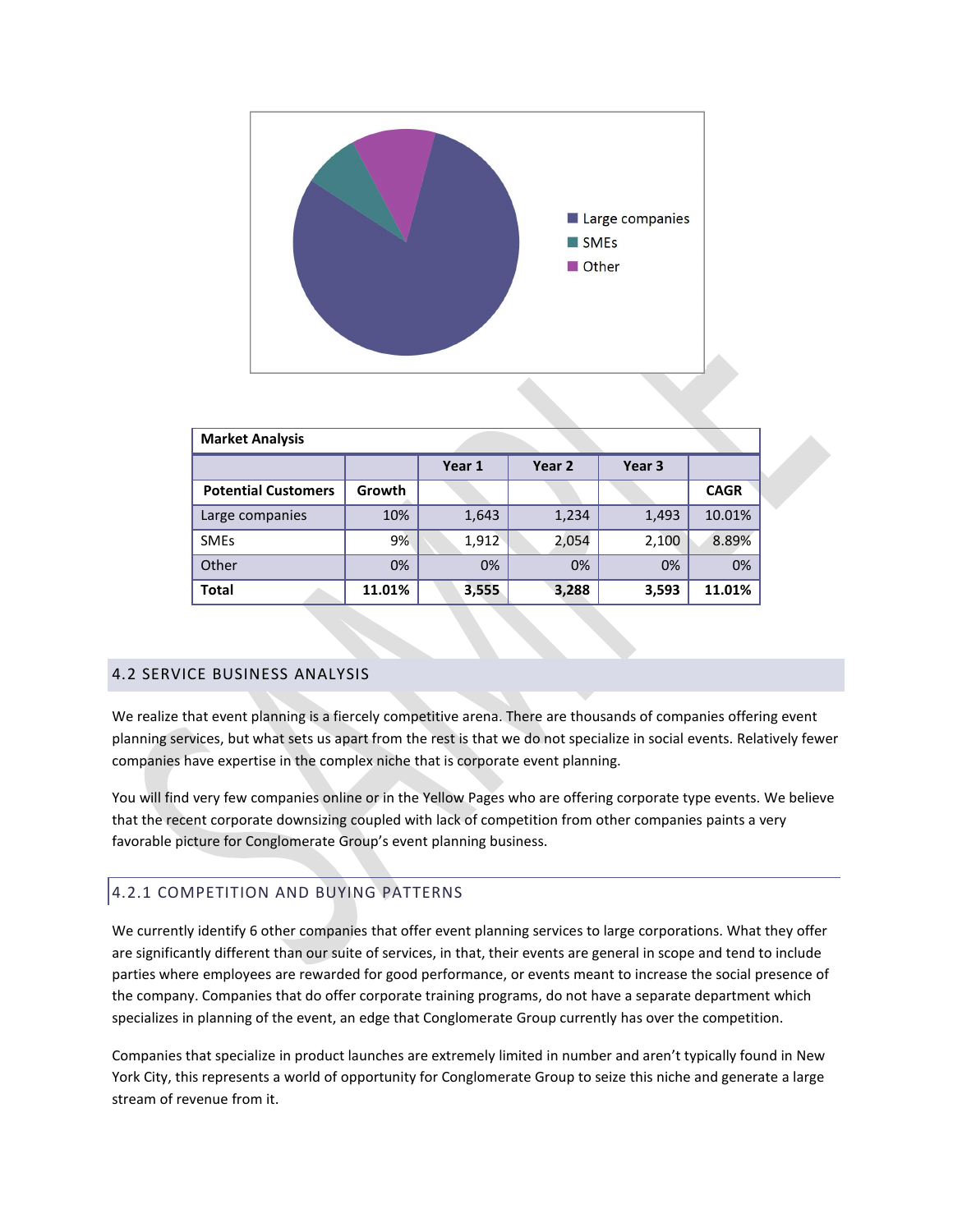Large companies
SMEs
Other

| Market Analysis | | | | | |
|---|---|---|---|---|---|
| | | Year 1 | Year 2 | Year 3 | |
| Potential Customers | Growth | | | | CAGR |
| Large companies | 10% | 1,643 | 1,234 | 1,493 | 10.01% |
| SMEs | 9% | 1,912 | 2,054 | 2,100 | 8.89% |
| Other | 0% | 0% | 0% | 0% | 0% |
| **Total** | **11.01%** | **3,555** | **3,288** | **3,593** | **11.01%** |

## 4.2 SERVICE BUSINESS ANALYSIS

We realize that event planning is a fiercely competitive arena. There are thousands of companies offering event planning services, but what sets us apart from the rest is that we do not specialize in social events. Relatively fewer companies have expertise in the complex niche that is corporate event planning.

You will find very few companies online or in the Yellow Pages who are offering corporate type events. We believe that the recent corporate downsizing coupled with lack of competition from other companies paints a very favorable picture for Conglomerate Group's event planning business.

### 4.2.1 COMPETITION AND BUYING PATTERNS

We currently identify 6 other companies that offer event planning services to large corporations. What they offer are significantly different than our suite of services, in that, their events are general in scope and tend to include parties where employees are rewarded for good performance, or events meant to increase the social presence of the company. Companies that do offer corporate training programs, do not have a separate department which specializes in planning of the event, an edge that Conglomerate Group currently has over the competition.

Companies that specialize in product launches are extremely limited in number and aren't typically found in New York City, this represents a world of opportunity for Conglomerate Group to seize this niche and generate a large stream of revenue from it.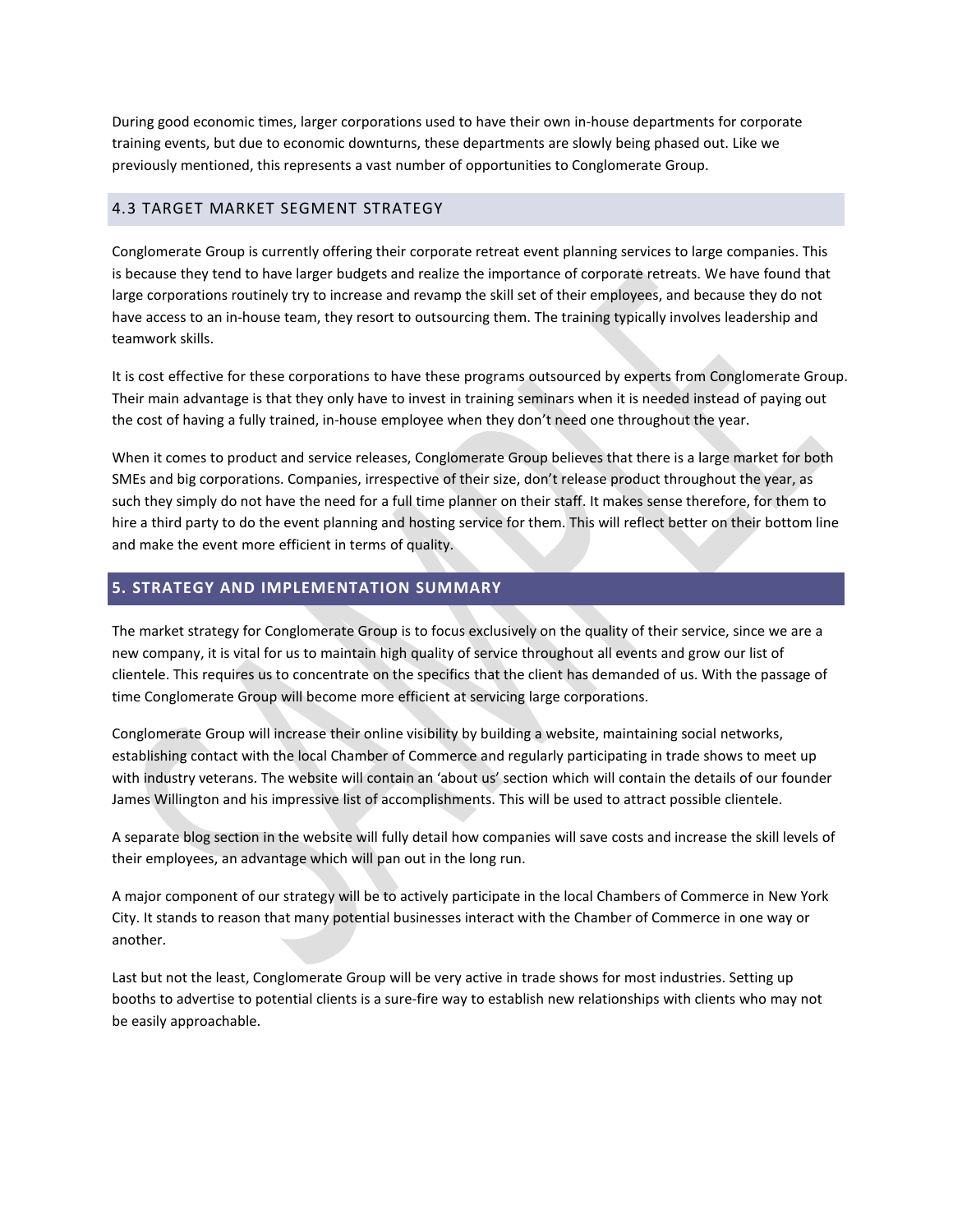During good economic times, larger corporations used to have their own in-house departments for corporate training events, but due to economic downturns, these departments are slowly being phased out. Like we previously mentioned, this represents a vast number of opportunities to Conglomerate Group.

### 4.3 TARGET MARKET SEGMENT STRATEGY

Conglomerate Group is currently offering their corporate retreat event planning services to large companies. This is because they tend to have larger budgets and realize the importance of corporate retreats. We have found that large corporations routinely try to increase and revamp the skill set of their employees, and because they do not have access to an in-house team, they resort to outsourcing them. The training typically involves leadership and teamwork skills.

It is cost effective for these corporations to have these programs outsourced by experts from Conglomerate Group. Their main advantage is that they only have to invest in training seminars when it is needed instead of paying out the cost of having a fully trained, in-house employee when they don't need one throughout the year.

When it comes to product and service releases, Conglomerate Group believes that there is a large market for both SMEs and big corporations. Companies, irrespective of their size, don't release product throughout the year, as such they simply do not have the need for a full time planner on their staff. It makes sense therefore, for them to hire a third party to do the event planning and hosting service for them. This will reflect better on their bottom line and make the event more efficient in terms of quality.

## 5. STRATEGY AND IMPLEMENTATION SUMMARY

The market strategy for Conglomerate Group is to focus exclusively on the quality of their service, since we are a new company, it is vital for us to maintain high quality of service throughout all events and grow our list of clientele. This requires us to concentrate on the specifics that the client has demanded of us. With the passage of time Conglomerate Group will become more efficient at servicing large corporations.

Conglomerate Group will increase their online visibility by building a website, maintaining social networks, establishing contact with the local Chamber of Commerce and regularly participating in trade shows to meet up with industry veterans. The website will contain an 'about us' section which will contain the details of our founder James Willington and his impressive list of accomplishments. This will be used to attract possible clientele.

A separate blog section in the website will fully detail how companies will save costs and increase the skill levels of their employees, an advantage which will pan out in the long run.

A major component of our strategy will be to actively participate in the local Chambers of Commerce in New York City. It stands to reason that many potential businesses interact with the Chamber of Commerce in one way or another.

Last but not the least, Conglomerate Group will be very active in trade shows for most industries. Setting up booths to advertise to potential clients is a sure-fire way to establish new relationships with clients who may not be easily approachable.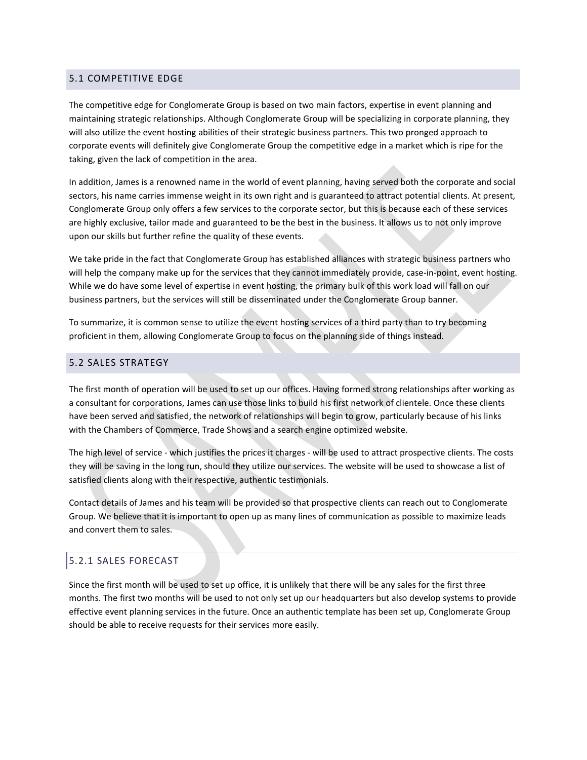## 5.1 COMPETITIVE EDGE

The competitive edge for Conglomerate Group is based on two main factors, expertise in event planning and maintaining strategic relationships. Although Conglomerate Group will be specializing in corporate planning, they will also utilize the event hosting abilities of their strategic business partners. This two pronged approach to corporate events will definitely give Conglomerate Group the competitive edge in a market which is ripe for the taking, given the lack of competition in the area.

In addition, James is a renowned name in the world of event planning, having served both the corporate and social sectors, his name carries immense weight in its own right and is guaranteed to attract potential clients. At present, Conglomerate Group only offers a few services to the corporate sector, but this is because each of these services are highly exclusive, tailor made and guaranteed to be the best in the business. It allows us to not only improve upon our skills but further refine the quality of these events.

We take pride in the fact that Conglomerate Group has established alliances with strategic business partners who will help the company make up for the services that they cannot immediately provide, case-in-point, event hosting. While we do have some level of expertise in event hosting, the primary bulk of this work load will fall on our business partners, but the services will still be disseminated under the Conglomerate Group banner.

To summarize, it is common sense to utilize the event hosting services of a third party than to try becoming proficient in them, allowing Conglomerate Group to focus on the planning side of things instead.

## 5.2 SALES STRATEGY

The first month of operation will be used to set up our offices. Having formed strong relationships after working as a consultant for corporations, James can use those links to build his first network of clientele. Once these clients have been served and satisfied, the network of relationships will begin to grow, particularly because of his links with the Chambers of Commerce, Trade Shows and a search engine optimized website.

The high level of service - which justifies the prices it charges - will be used to attract prospective clients. The costs they will be saving in the long run, should they utilize our services. The website will be used to showcase a list of satisfied clients along with their respective, authentic testimonials.

Contact details of James and his team will be provided so that prospective clients can reach out to Conglomerate Group. We believe that it is important to open up as many lines of communication as possible to maximize leads and convert them to sales.

### 5.2.1 SALES FORECAST

Since the first month will be used to set up office, it is unlikely that there will be any sales for the first three months. The first two months will be used to not only set up our headquarters but also develop systems to provide effective event planning services in the future. Once an authentic template has been set up, Conglomerate Group should be able to receive requests for their services more easily.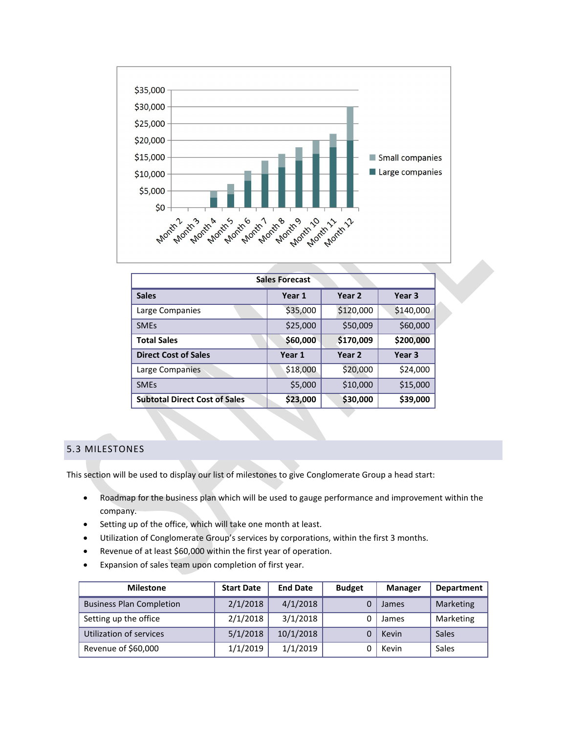| Sales Forecast | | | |
|---|---|---|---|
| **Sales** | **Year 1** | **Year 2** | **Year 3** |
| Large Companies | $35,000 | $120,000 | $140,000 |
| SMEs | $25,000 | $50,009 | $60,000 |
| **Total Sales** | **$60,000** | **$170,009** | **$200,000** |
| **Direct Cost of Sales** | **Year 1** | **Year 2** | **Year 3** |
| Large Companies | $18,000 | $20,000 | $24,000 |
| SMEs | $5,000 | $10,000 | $15,000 |
| **Subtotal Direct Cost of Sales** | **$23,000** | **$30,000** | **$39,000** |

## 5.3 MILESTONES

This section will be used to display our list of milestones to give Conglomerate Group a head start:

- Roadmap for the business plan which will be used to gauge performance and improvement within the company.
- Setting up of the office, which will take one month at least.
- Utilization of Conglomerate Group's services by corporations, within the first 3 months.
- Revenue of at least $60,000 within the first year of operation.
- Expansion of sales team upon completion of first year.

| Milestone | Start Date | End Date | Budget | Manager | Department |
|---|---|---|---|---|---|
| Business Plan Completion | 2/1/2018 | 4/1/2018 | 0 | James | Marketing |
| Setting up the office | 2/1/2018 | 3/1/2018 | 0 | James | Marketing |
| Utilization of services | 5/1/2018 | 10/1/2018 | 0 | Kevin | Sales |
| Revenue of $60,000 | 1/1/2019 | 1/1/2019 | 0 | Kevin | Sales |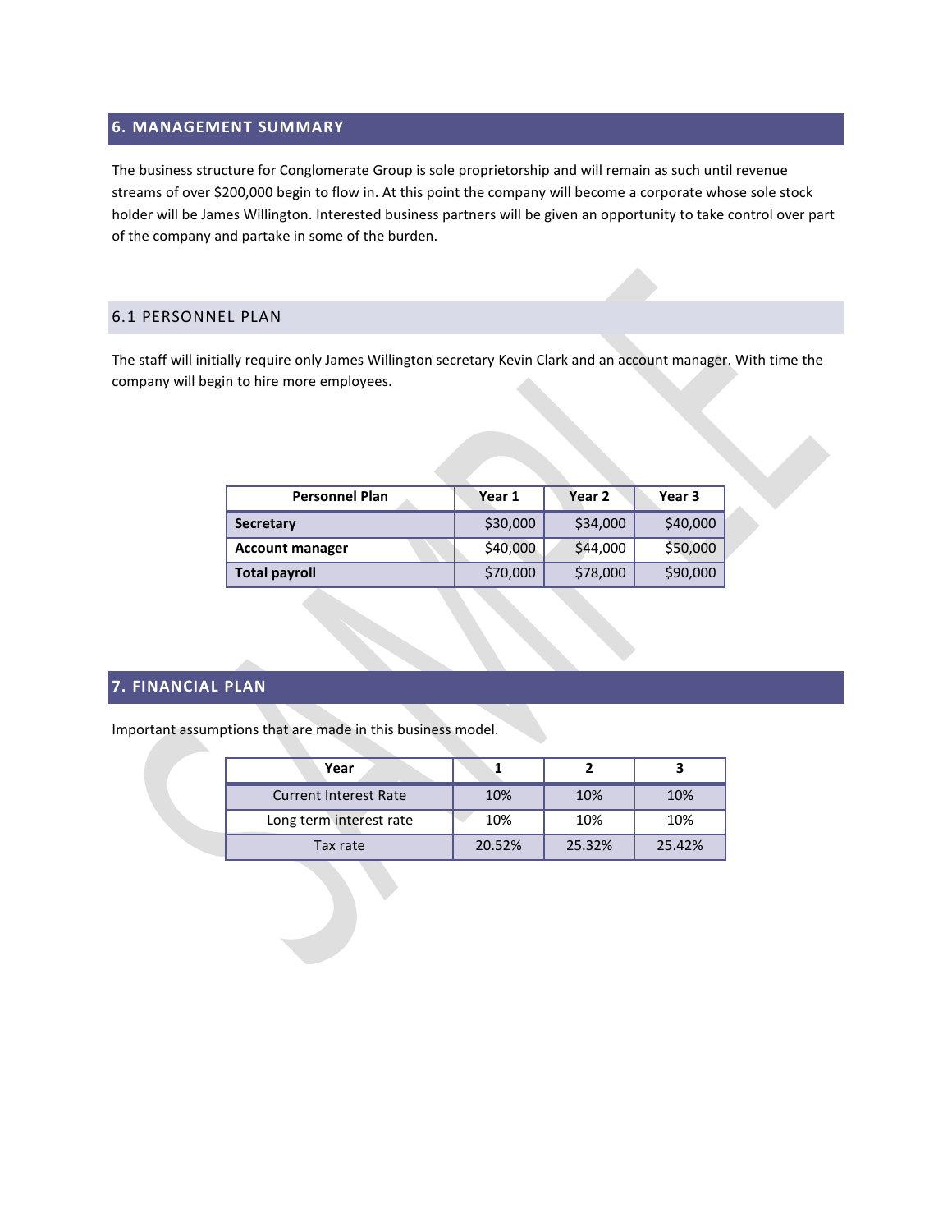## 6. MANAGEMENT SUMMARY

The business structure for Conglomerate Group is sole proprietorship and will remain as such until revenue streams of over $200,000 begin to flow in. At this point the company will become a corporate whose sole stock holder will be James Willington. Interested business partners will be given an opportunity to take control over part of the company and partake in some of the burden.

### 6.1 PERSONNEL PLAN

The staff will initially require only James Willington secretary Kevin Clark and an account manager. With time the company will begin to hire more employees.

| Personnel Plan | Year 1 | Year 2 | Year 3 |
|---|---|---|---|
| **Secretary** | $30,000 | $34,000 | $40,000 |
| **Account manager** | $40,000 | $44,000 | $50,000 |
| **Total payroll** | $70,000 | $78,000 | $90,000 |

## 7. FINANCIAL PLAN

Important assumptions that are made in this business model.

| Year | 1 | 2 | 3 |
|---|---|---|---|
| Current Interest Rate | 10% | 10% | 10% |
| Long term interest rate | 10% | 10% | 10% |
| Tax rate | 20.52% | 25.32% | 25.42% |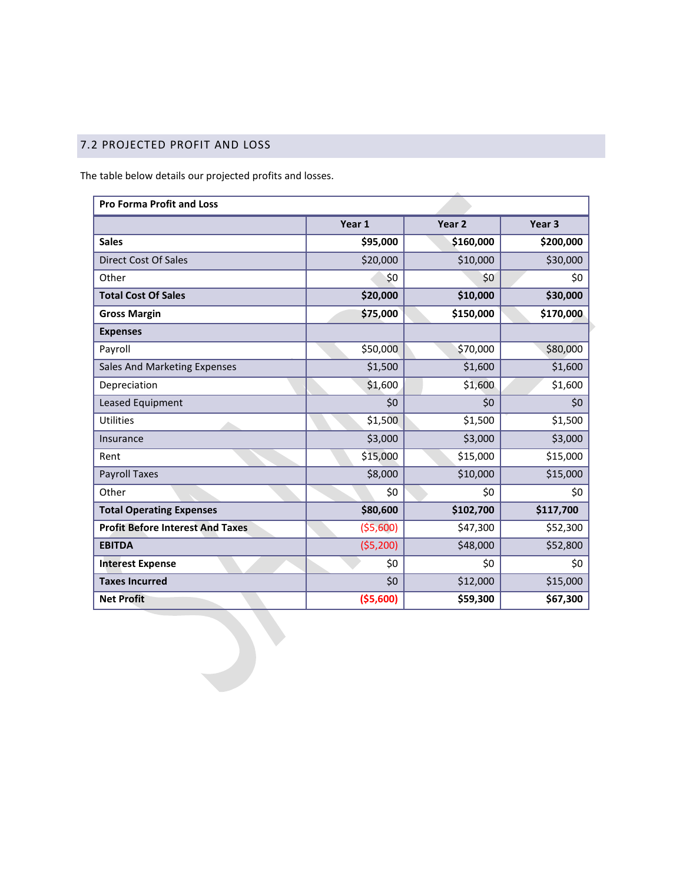## 7.2 PROJECTED PROFIT AND LOSS

The table below details our projected profits and losses.

| **Pro Forma Profit and Loss** | | | |
|---|---|---|---|
| | **Year 1** | **Year 2** | **Year 3** |
| **Sales** | **$95,000** | **$160,000** | **$200,000** |
| Direct Cost Of Sales | $20,000 | $10,000 | $30,000 |
| Other | $0 | $0 | $0 |
| **Total Cost Of Sales** | **$20,000** | **$10,000** | **$30,000** |
| **Gross Margin** | **$75,000** | **$150,000** | **$170,000** |
| **Expenses** | | | |
| Payroll | $50,000 | $70,000 | $80,000 |
| Sales And Marketing Expenses | $1,500 | $1,600 | $1,600 |
| Depreciation | $1,600 | $1,600 | $1,600 |
| Leased Equipment | $0 | $0 | $0 |
| Utilities | $1,500 | $1,500 | $1,500 |
| Insurance | $3,000 | $3,000 | $3,000 |
| Rent | $15,000 | $15,000 | $15,000 |
| Payroll Taxes | $8,000 | $10,000 | $15,000 |
| Other | $0 | $0 | $0 |
| **Total Operating Expenses** | **$80,600** | **$102,700** | **$117,700** |
| **Profit Before Interest And Taxes** | ($5,600) | $47,300 | $52,300 |
| **EBITDA** | ($5,200) | $48,000 | $52,800 |
| **Interest Expense** | $0 | $0 | $0 |
| **Taxes Incurred** | $0 | $12,000 | $15,000 |
| **Net Profit** | **($5,600)** | **$59,300** | **$67,300** |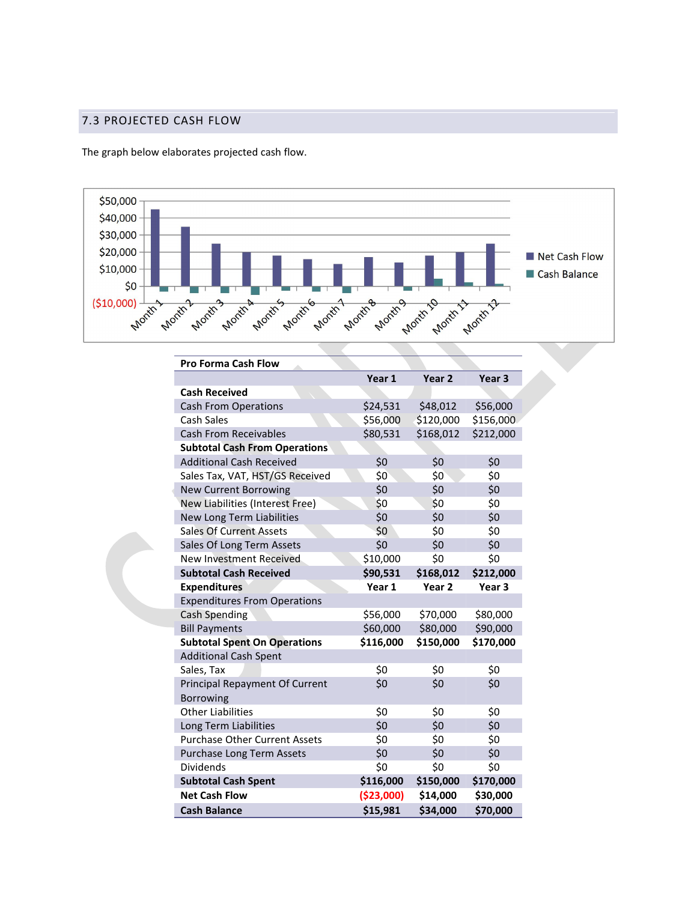## 7.3 PROJECTED CASH FLOW

The graph below elaborates projected cash flow.

| Pro Forma Cash Flow | | | |
|---|---|---|---|
| | **Year 1** | **Year 2** | **Year 3** |
| **Cash Received** | | | |
| Cash From Operations | $24,531 | $48,012 | $56,000 |
| Cash Sales | $56,000 | $120,000 | $156,000 |
| Cash From Receivables | $80,531 | $168,012 | $212,000 |
| **Subtotal Cash From Operations** | | | |
| Additional Cash Received | $0 | $0 | $0 |
| Sales Tax, VAT, HST/GS Received | $0 | $0 | $0 |
| New Current Borrowing | $0 | $0 | $0 |
| New Liabilities (Interest Free) | $0 | $0 | $0 |
| New Long Term Liabilities | $0 | $0 | $0 |
| Sales Of Current Assets | $0 | $0 | $0 |
| Sales Of Long Term Assets | $0 | $0 | $0 |
| New Investment Received | $10,000 | $0 | $0 |
| **Subtotal Cash Received** | **$90,531** | **$168,012** | **$212,000** |
| **Expenditures** | **Year 1** | **Year 2** | **Year 3** |
| Expenditures From Operations | | | |
| Cash Spending | $56,000 | $70,000 | $80,000 |
| Bill Payments | $60,000 | $80,000 | $90,000 |
| **Subtotal Spent On Operations** | **$116,000** | **$150,000** | **$170,000** |
| Additional Cash Spent | | | |
| Sales, Tax | $0 | $0 | $0 |
| Principal Repayment Of Current Borrowing | $0 | $0 | $0 |
| Other Liabilities | $0 | $0 | $0 |
| Long Term Liabilities | $0 | $0 | $0 |
| Purchase Other Current Assets | $0 | $0 | $0 |
| Purchase Long Term Assets | $0 | $0 | $0 |
| Dividends | $0 | $0 | $0 |
| **Subtotal Cash Spent** | **$116,000** | **$150,000** | **$170,000** |
| **Net Cash Flow** | **($23,000)** | **$14,000** | **$30,000** |
| **Cash Balance** | **$15,981** | **$34,000** | **$70,000** |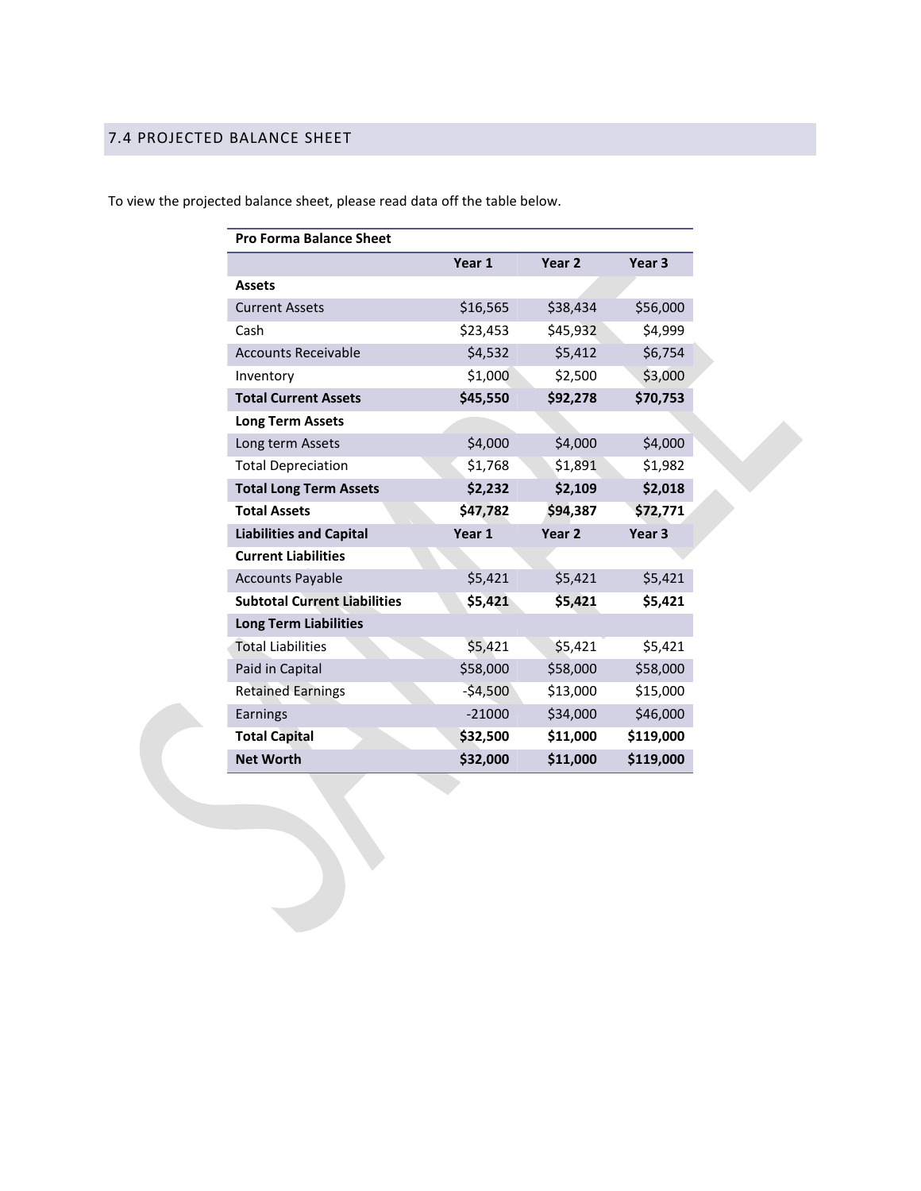## 7.4 PROJECTED BALANCE SHEET

To view the projected balance sheet, please read data off the table below.

| Pro Forma Balance Sheet | | | |
|---|---|---|---|
| | **Year 1** | **Year 2** | **Year 3** |
| **Assets** | | | |
| Current Assets | $16,565 | $38,434 | $56,000 |
| Cash | $23,453 | $45,932 | $4,999 |
| Accounts Receivable | $4,532 | $5,412 | $6,754 |
| Inventory | $1,000 | $2,500 | $3,000 |
| **Total Current Assets** | **$45,550** | **$92,278** | **$70,753** |
| **Long Term Assets** | | | |
| Long term Assets | $4,000 | $4,000 | $4,000 |
| Total Depreciation | $1,768 | $1,891 | $1,982 |
| **Total Long Term Assets** | **$2,232** | **$2,109** | **$2,018** |
| **Total Assets** | **$47,782** | **$94,387** | **$72,771** |
| **Liabilities and Capital** | **Year 1** | **Year 2** | **Year 3** |
| **Current Liabilities** | | | |
| Accounts Payable | $5,421 | $5,421 | $5,421 |
| **Subtotal Current Liabilities** | **$5,421** | **$5,421** | **$5,421** |
| **Long Term Liabilities** | | | |
| Total Liabilities | $5,421 | $5,421 | $5,421 |
| Paid in Capital | $58,000 | $58,000 | $58,000 |
| Retained Earnings | -$4,500 | $13,000 | $15,000 |
| Earnings | -21000 | $34,000 | $46,000 |
| **Total Capital** | **$32,500** | **$11,000** | **$119,000** |
| **Net Worth** | **$32,000** | **$11,000** | **$119,000** |